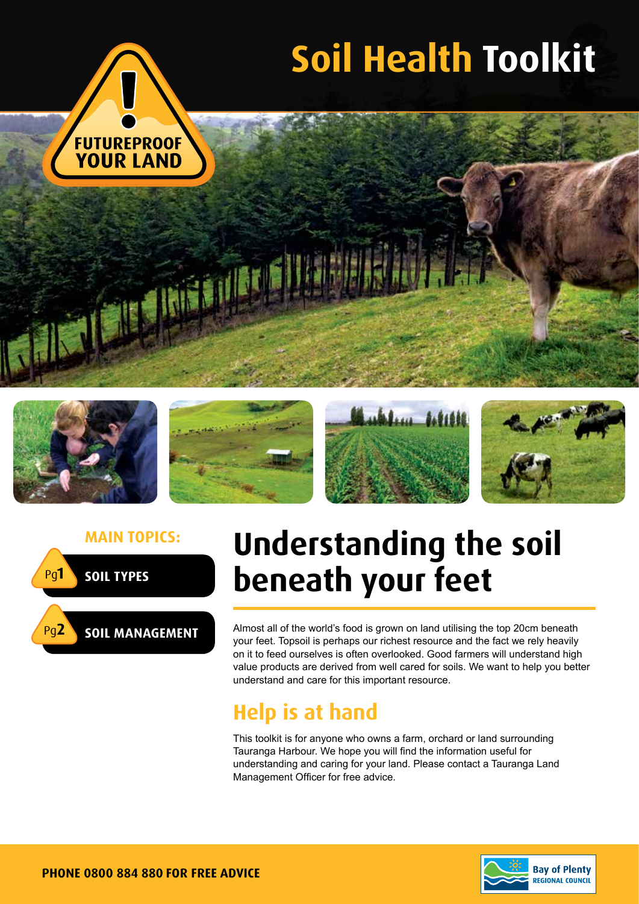# Soil Health Toolkit

FUTUREPROOF YOUR LAND

**MAIN TOPICS:**

- Pg1 SOIL TYPES
- Pg2 SOIL MANAGEMENT

## Understanding the soil beneath your feet

Almost all of the world's food is grown on land utilising the top 20cm beneath your feet. Topsoil is perhaps our richest resource and the fact we rely heavily on it to feed ourselves is often overlooked. Good farmers will understand high value products are derived from well cared for soils. We want to help you better understand and care for this important resource.

## Help is at hand

This toolkit is for anyone who owns a farm, orchard or land surrounding Tauranga Harbour. We hope you will find the information useful for understanding and caring for your land. Please contact a Tauranga Land Management Officer for free advice.

**PHONE 0800 884 880 FOR FREE ADVICE**

Bay of Plenty REGIONAL COUNCIL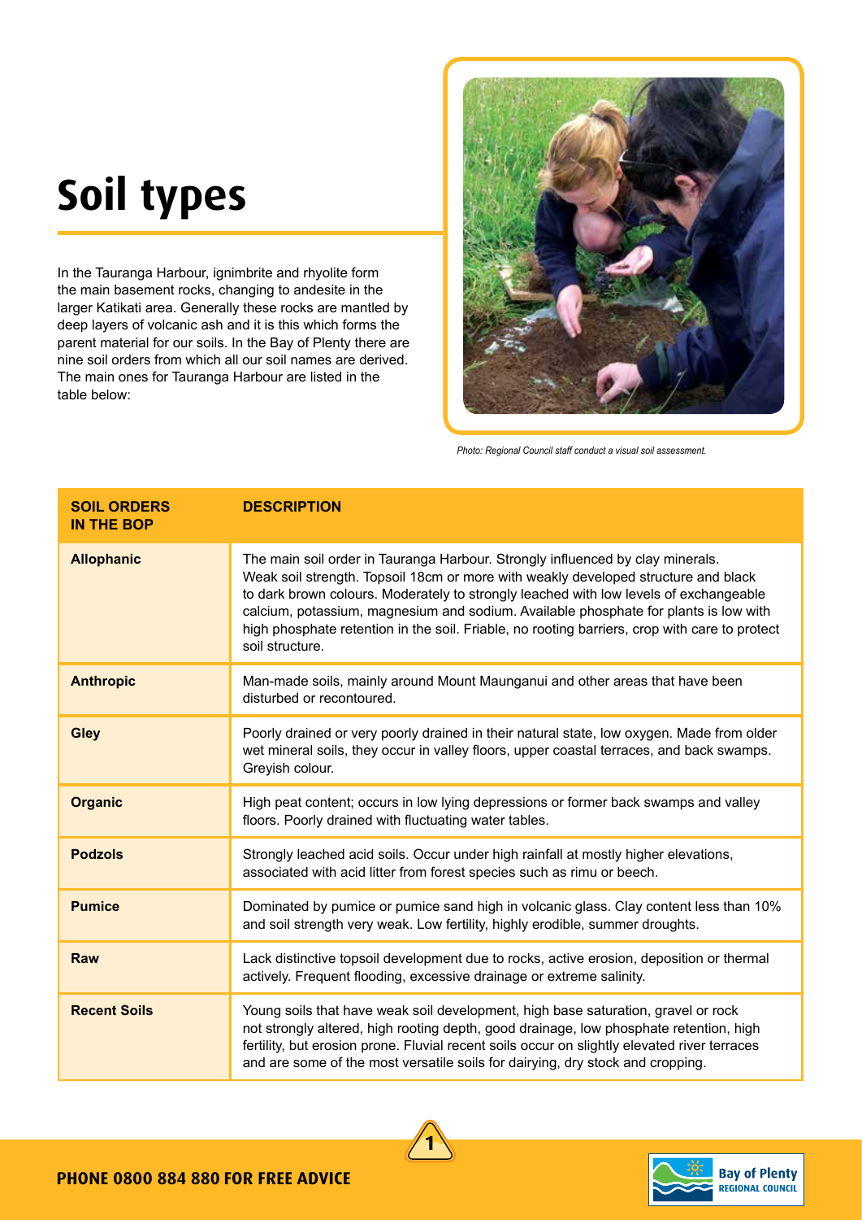# Soil types

In the Tauranga Harbour, ignimbrite and rhyolite form the main basement rocks, changing to andesite in the larger Katikati area. Generally these rocks are mantled by deep layers of volcanic ash and it is this which forms the parent material for our soils. In the Bay of Plenty there are nine soil orders from which all our soil names are derived. The main ones for Tauranga Harbour are listed in the table below:

*Photo: Regional Council staff conduct a visual soil assessment.*

| SOIL ORDERS IN THE BOP | DESCRIPTION |
|---|---|
| **Allophanic** | The main soil order in Tauranga Harbour. Strongly influenced by clay minerals. Weak soil strength. Topsoil 18cm or more with weakly developed structure and black to dark brown colours. Moderately to strongly leached with low levels of exchangeable calcium, potassium, magnesium and sodium. Available phosphate for plants is low with high phosphate retention in the soil. Friable, no rooting barriers, crop with care to protect soil structure. |
| **Anthropic** | Man-made soils, mainly around Mount Maunganui and other areas that have been disturbed or recontoured. |
| **Gley** | Poorly drained or very poorly drained in their natural state, low oxygen. Made from older wet mineral soils, they occur in valley floors, upper coastal terraces, and back swamps. Greyish colour. |
| **Organic** | High peat content; occurs in low lying depressions or former back swamps and valley floors. Poorly drained with fluctuating water tables. |
| **Podzols** | Strongly leached acid soils. Occur under high rainfall at mostly higher elevations, associated with acid litter from forest species such as rimu or beech. |
| **Pumice** | Dominated by pumice or pumice sand high in volcanic glass. Clay content less than 10% and soil strength very weak. Low fertility, highly erodible, summer droughts. |
| **Raw** | Lack distinctive topsoil development due to rocks, active erosion, deposition or thermal actively. Frequent flooding, excessive drainage or extreme salinity. |
| **Recent Soils** | Young soils that have weak soil development, high base saturation, gravel or rock not strongly altered, high rooting depth, good drainage, low phosphate retention, high fertility, but erosion prone. Fluvial recent soils occur on slightly elevated river terraces and are some of the most versatile soils for dairying, dry stock and cropping. |

PHONE 0800 884 880 FOR FREE ADVICE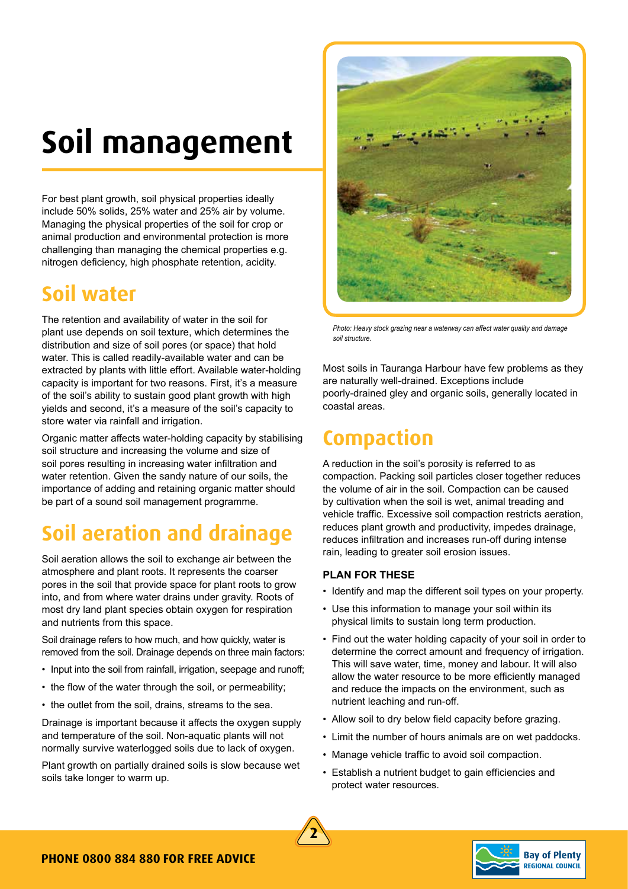# Soil management

For best plant growth, soil physical properties ideally include 50% solids, 25% water and 25% air by volume. Managing the physical properties of the soil for crop or animal production and environmental protection is more challenging than managing the chemical properties e.g. nitrogen deficiency, high phosphate retention, acidity.

## Soil water

The retention and availability of water in the soil for plant use depends on soil texture, which determines the distribution and size of soil pores (or space) that hold water. This is called readily-available water and can be extracted by plants with little effort. Available water-holding capacity is important for two reasons. First, it's a measure of the soil's ability to sustain good plant growth with high yields and second, it's a measure of the soil's capacity to store water via rainfall and irrigation.

Organic matter affects water-holding capacity by stabilising soil structure and increasing the volume and size of soil pores resulting in increasing water infiltration and water retention. Given the sandy nature of our soils, the importance of adding and retaining organic matter should be part of a sound soil management programme.

## Soil aeration and drainage

Soil aeration allows the soil to exchange air between the atmosphere and plant roots. It represents the coarser pores in the soil that provide space for plant roots to grow into, and from where water drains under gravity. Roots of most dry land plant species obtain oxygen for respiration and nutrients from this space.

Soil drainage refers to how much, and how quickly, water is removed from the soil. Drainage depends on three main factors:

- Input into the soil from rainfall, irrigation, seepage and runoff;
- the flow of the water through the soil, or permeability;
- the outlet from the soil, drains, streams to the sea.

Drainage is important because it affects the oxygen supply and temperature of the soil. Non-aquatic plants will not normally survive waterlogged soils due to lack of oxygen.

Plant growth on partially drained soils is slow because wet soils take longer to warm up.

*Photo: Heavy stock grazing near a waterway can affect water quality and damage soil structure.*

Most soils in Tauranga Harbour have few problems as they are naturally well-drained. Exceptions include poorly-drained gley and organic soils, generally located in coastal areas.

## Compaction

A reduction in the soil's porosity is referred to as compaction. Packing soil particles closer together reduces the volume of air in the soil. Compaction can be caused by cultivation when the soil is wet, animal treading and vehicle traffic. Excessive soil compaction restricts aeration, reduces plant growth and productivity, impedes drainage, reduces infiltration and increases run-off during intense rain, leading to greater soil erosion issues.

### PLAN FOR THESE

- Identify and map the different soil types on your property.
- Use this information to manage your soil within its physical limits to sustain long term production.
- Find out the water holding capacity of your soil in order to determine the correct amount and frequency of irrigation. This will save water, time, money and labour. It will also allow the water resource to be more efficiently managed and reduce the impacts on the environment, such as nutrient leaching and run-off.
- Allow soil to dry below field capacity before grazing.
- Limit the number of hours animals are on wet paddocks.
- Manage vehicle traffic to avoid soil compaction.
- Establish a nutrient budget to gain efficiencies and protect water resources.

PHONE 0800 884 880 FOR FREE ADVICE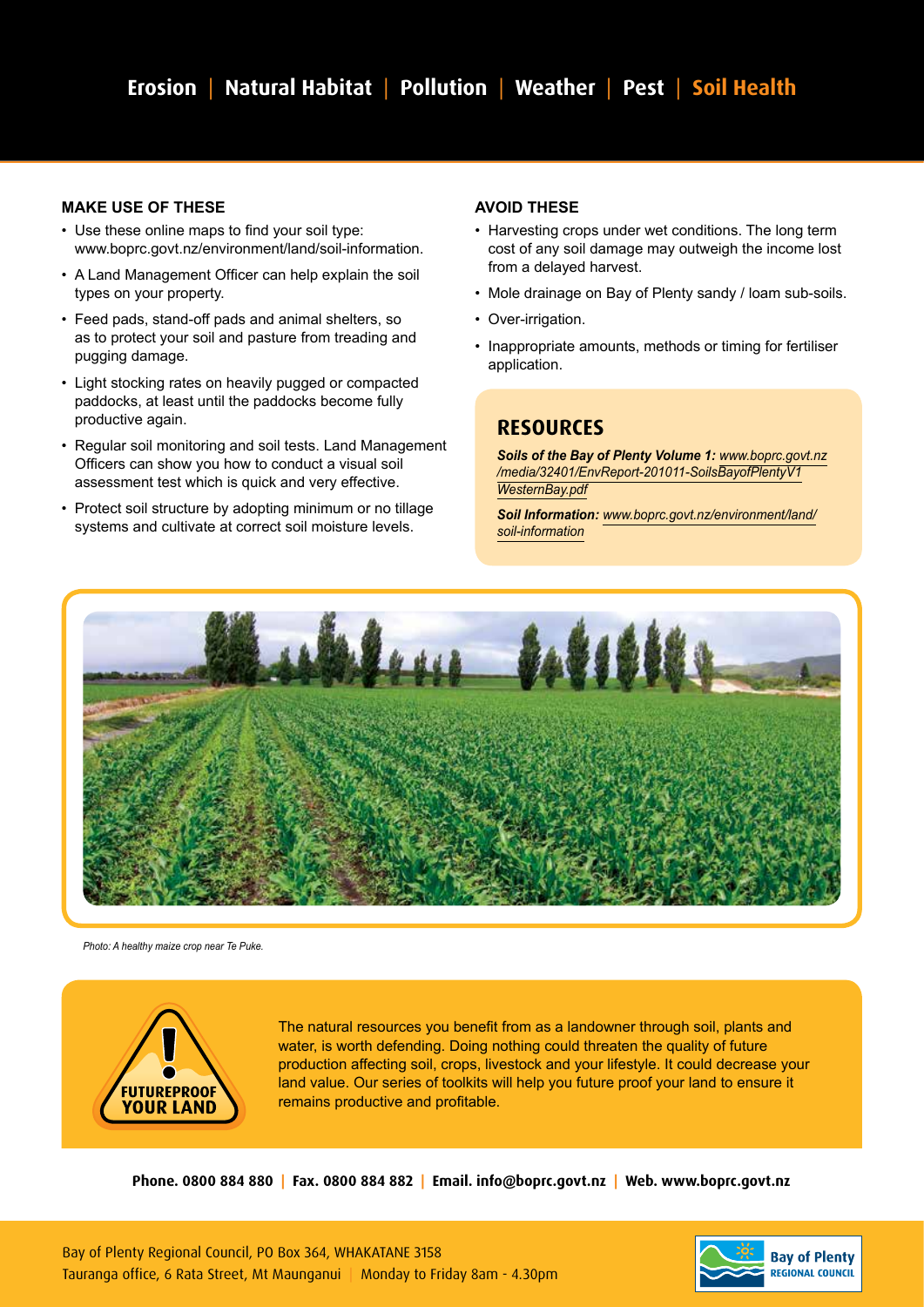Erosion | Natural Habitat | Pollution | Weather | Pest | **Soil Health**

### MAKE USE OF THESE

- Use these online maps to find your soil type: www.boprc.govt.nz/environment/land/soil-information.
- A Land Management Officer can help explain the soil types on your property.
- Feed pads, stand-off pads and animal shelters, so as to protect your soil and pasture from treading and pugging damage.
- Light stocking rates on heavily pugged or compacted paddocks, at least until the paddocks become fully productive again.
- Regular soil monitoring and soil tests. Land Management Officers can show you how to conduct a visual soil assessment test which is quick and very effective.
- Protect soil structure by adopting minimum or no tillage systems and cultivate at correct soil moisture levels.

### AVOID THESE

- Harvesting crops under wet conditions. The long term cost of any soil damage may outweigh the income lost from a delayed harvest.
- Mole drainage on Bay of Plenty sandy / loam sub-soils.
- Over-irrigation.
- Inappropriate amounts, methods or timing for fertiliser application.

## RESOURCES

***Soils of the Bay of Plenty Volume 1:*** *www.boprc.govt.nz/media/32401/EnvReport-201011-SoilsBayofPlentyV1WesternBay.pdf*

***Soil Information:*** *www.boprc.govt.nz/environment/land/soil-information*

*Photo: A healthy maize crop near Te Puke.*

**FUTUREPROOF YOUR LAND**

The natural resources you benefit from as a landowner through soil, plants and water, is worth defending. Doing nothing could threaten the quality of future production affecting soil, crops, livestock and your lifestyle. It could decrease your land value. Our series of toolkits will help you future proof your land to ensure it remains productive and profitable.

**Phone. 0800 884 880 | Fax. 0800 884 882 | Email. info@boprc.govt.nz | Web. www.boprc.govt.nz**

Bay of Plenty Regional Council, PO Box 364, WHAKATANE 3158
Tauranga office, 6 Rata Street, Mt Maunganui | Monday to Friday 8am - 4.30pm

Bay of Plenty REGIONAL COUNCIL